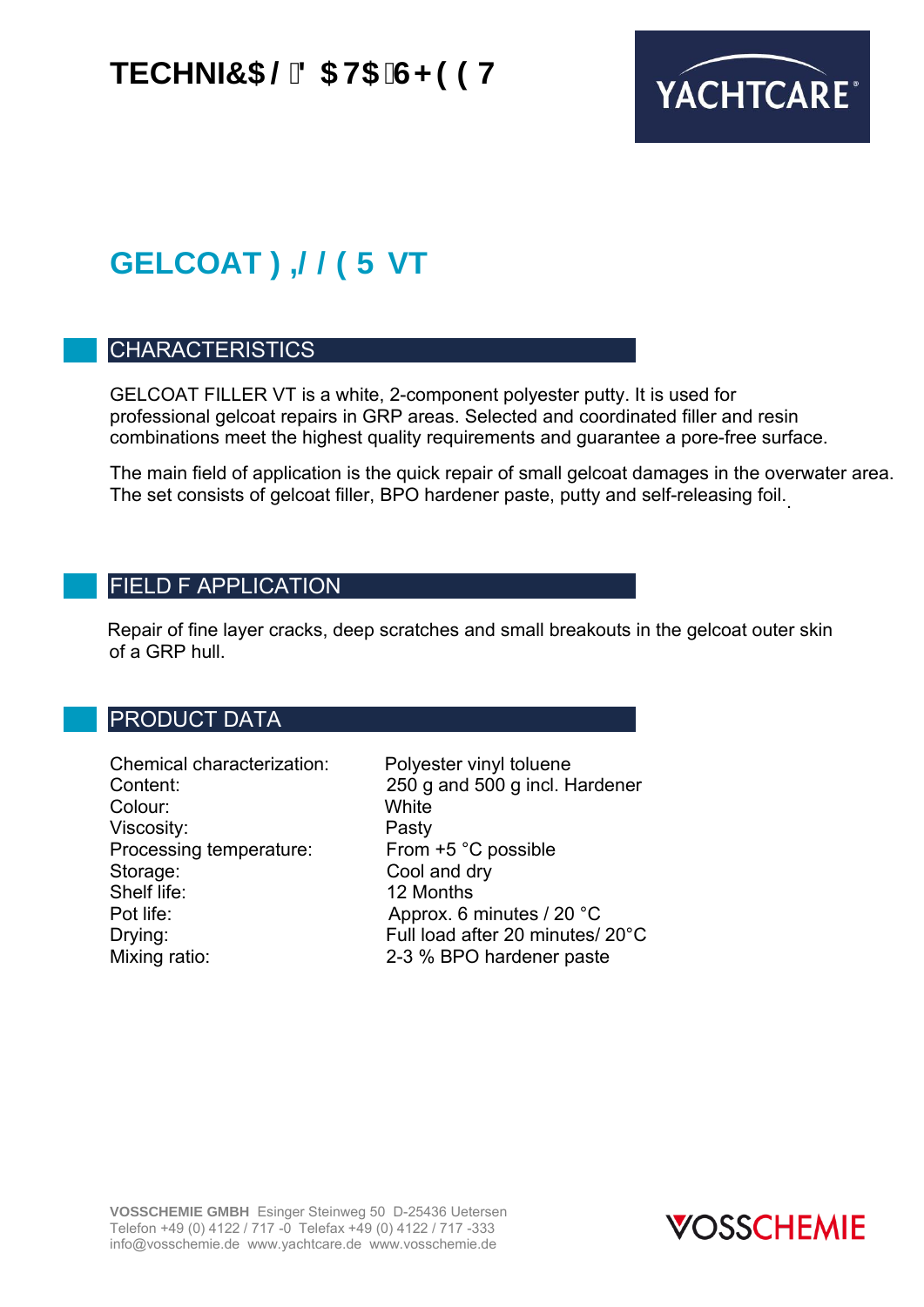# TECHNI&$/ ' $7$6+((7

## GELCOAT ),//(5 VT

### CHARACTERISTICS

GELCOAT FILLER VT is a white, 2-component polyester putty. It is used for professional gelcoat repairs in GRP areas. Selected and coordinated filler and resin combinations meet the highest quality requirements and guarantee a pore-free surface.

The main field of application is the quick repair of small gelcoat damages in the overwater area. The set consists of gelcoat filler, BPO hardener paste, putty and self-releasing foil.

### FIELD F APPLICATION

Repair of fine layer cracks, deep scratches and small breakouts in the gelcoat outer skin of a GRP hull.

### PRODUCT DATA

| | |
|---|---|
| Chemical characterization: | Polyester vinyl toluene |
| Content: | 250 g and 500 g incl. Hardener |
| Colour: | White |
| Viscosity: | Pasty |
| Processing temperature: | From +5 °C possible |
| Storage: | Cool and dry |
| Shelf life: | 12 Months |
| Pot life: | Approx. 6 minutes / 20 °C |
| Drying: | Full load after 20 minutes/ 20°C |
| Mixing ratio: | 2-3 % BPO hardener paste |

**VOSSCHEMIE GMBH** Esinger Steinweg 50 D-25436 Uetersen
Telefon +49 (0) 4122 / 717 -0 Telefax +49 (0) 4122 / 717 -333
info@vosschemie.de www.yachtcare.de www.vosschemie.de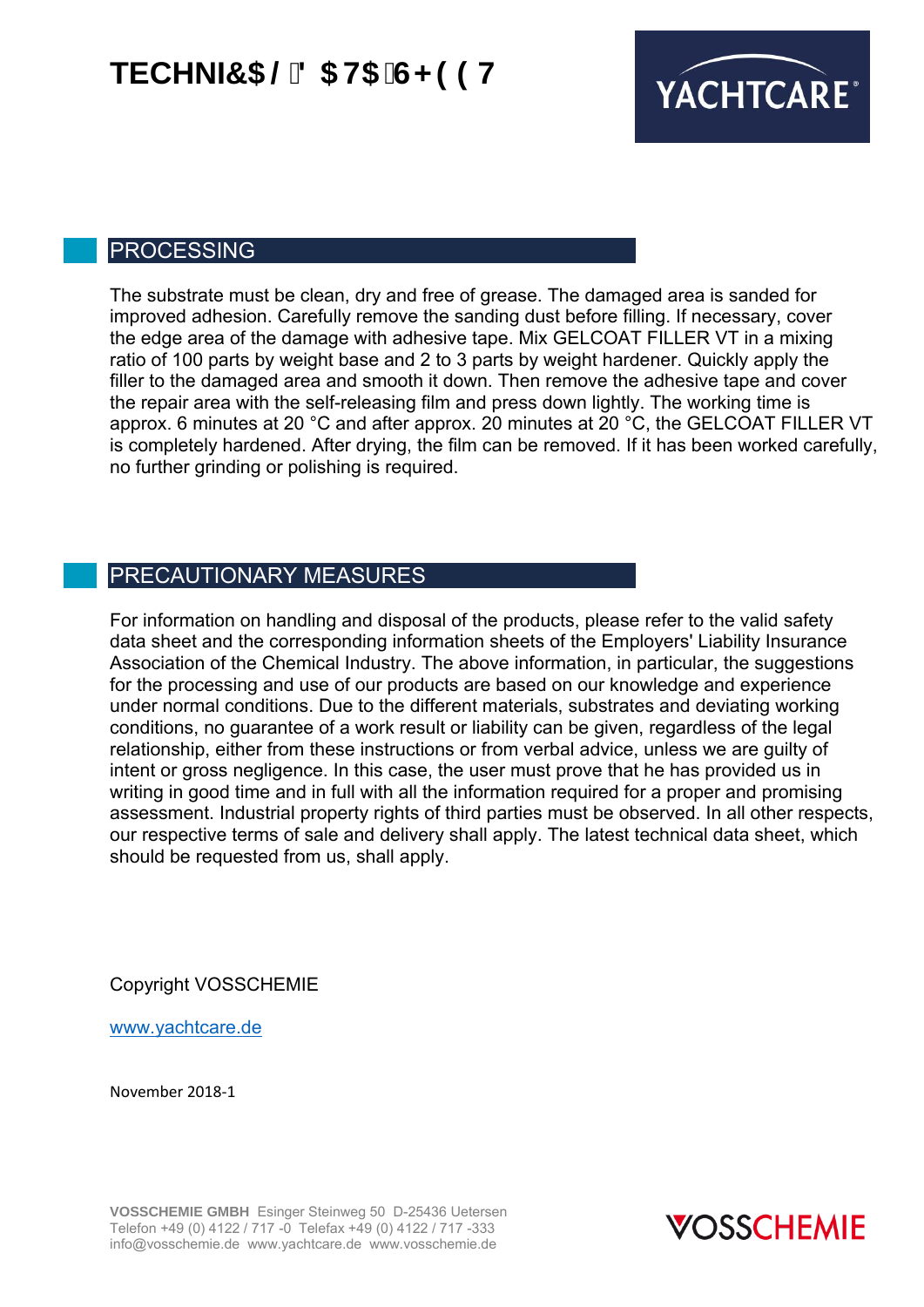## PROCESSING

The substrate must be clean, dry and free of grease. The damaged area is sanded for improved adhesion. Carefully remove the sanding dust before filling. If necessary, cover the edge area of the damage with adhesive tape. Mix GELCOAT FILLER VT in a mixing ratio of 100 parts by weight base and 2 to 3 parts by weight hardener. Quickly apply the filler to the damaged area and smooth it down. Then remove the adhesive tape and cover the repair area with the self-releasing film and press down lightly. The working time is approx. 6 minutes at 20 °C and after approx. 20 minutes at 20 °C, the GELCOAT FILLER VT is completely hardened. After drying, the film can be removed. If it has been worked carefully, no further grinding or polishing is required.

## PRECAUTIONARY MEASURES

For information on handling and disposal of the products, please refer to the valid safety data sheet and the corresponding information sheets of the Employers' Liability Insurance Association of the Chemical Industry. The above information, in particular, the suggestions for the processing and use of our products are based on our knowledge and experience under normal conditions. Due to the different materials, substrates and deviating working conditions, no guarantee of a work result or liability can be given, regardless of the legal relationship, either from these instructions or from verbal advice, unless we are guilty of intent or gross negligence. In this case, the user must prove that he has provided us in writing in good time and in full with all the information required for a proper and promising assessment. Industrial property rights of third parties must be observed. In all other respects, our respective terms of sale and delivery shall apply. The latest technical data sheet, which should be requested from us, shall apply.

Copyright VOSSCHEMIE

www.yachtcare.de

November 2018-1